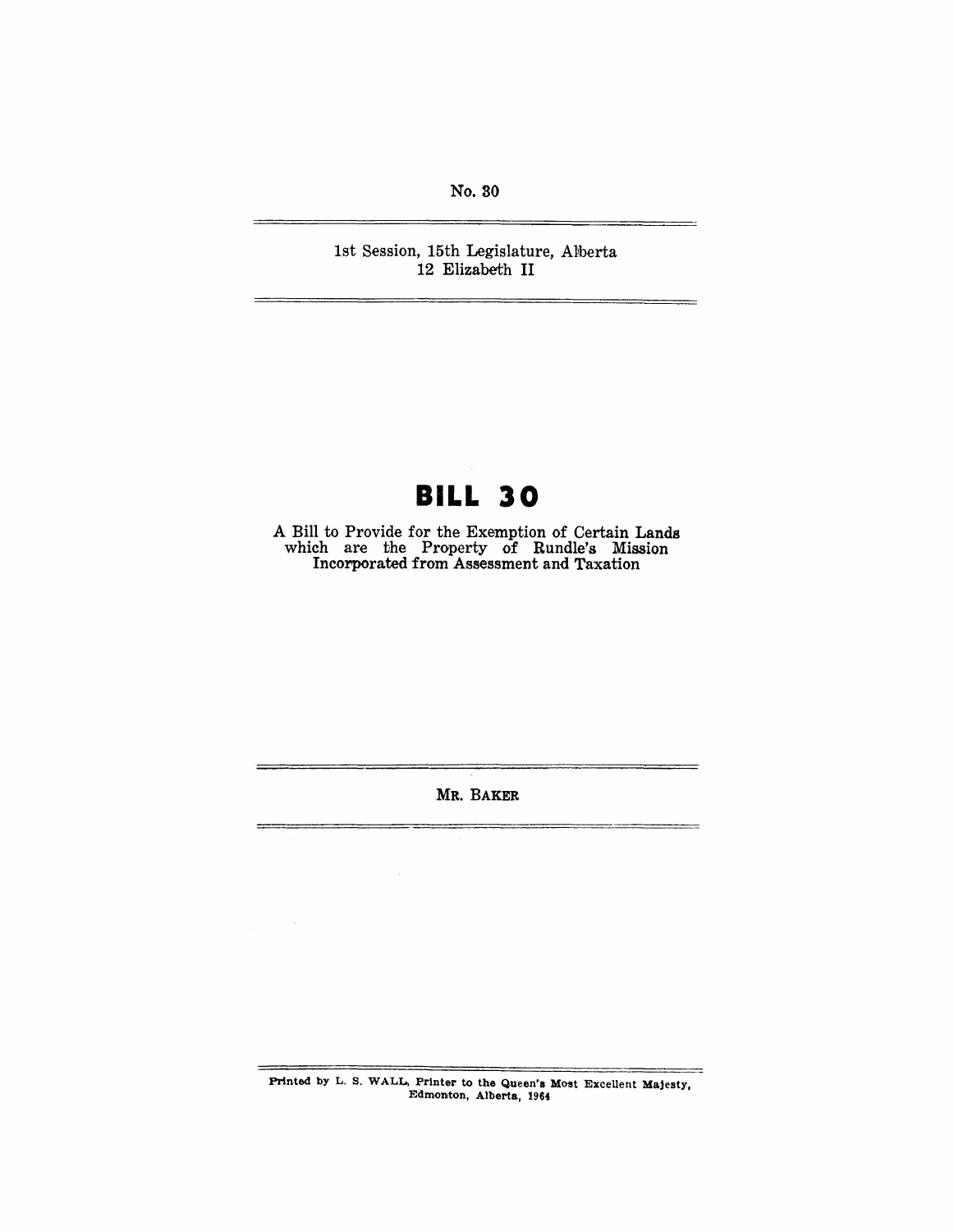No. 30

1st Session, 15th Legislature, Alberta
12 Elizabeth II

# BILL 30

A Bill to Provide for the Exemption of Certain Lands which are the Property of Rundle's Mission Incorporated from Assessment and Taxation

MR. BAKER

Printed by L. S. WALL, Printer to the Queen's Most Excellent Majesty, Edmonton, Alberta, 1964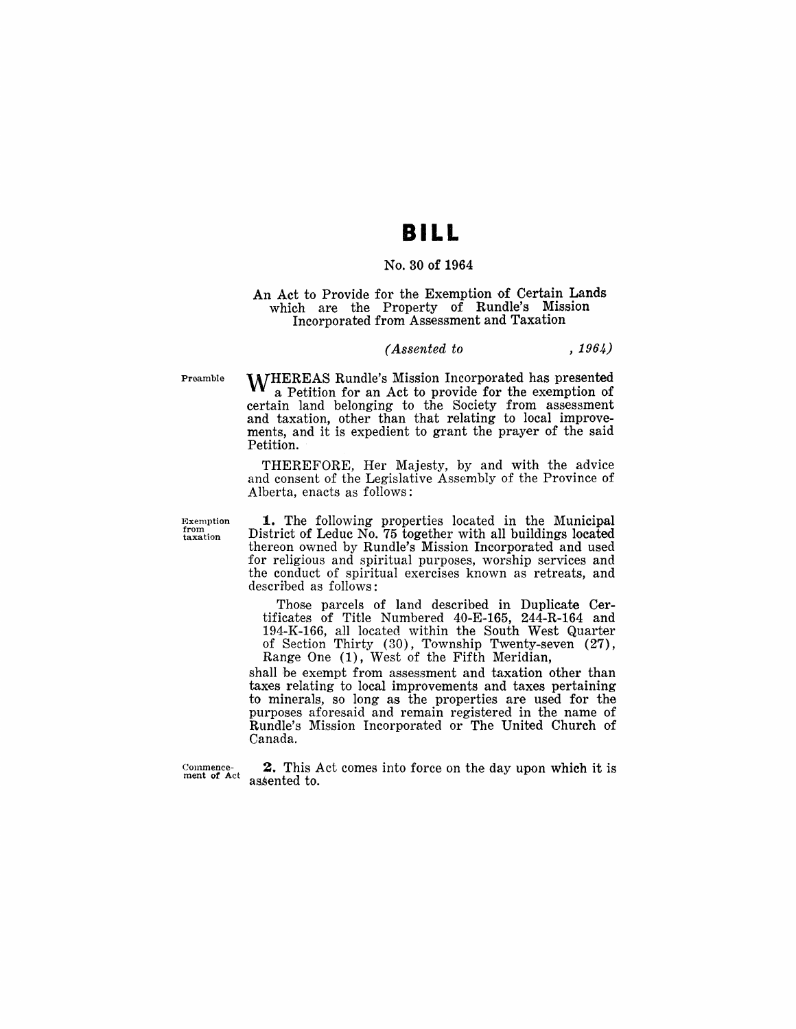# BILL

## No. 30 of 1964

### An Act to Provide for the Exemption of Certain Lands which are the Property of Rundle's Mission Incorporated from Assessment and Taxation

*(Assented to , 1964)*

Preamble

WHEREAS Rundle's Mission Incorporated has presented a Petition for an Act to provide for the exemption of certain land belonging to the Society from assessment and taxation, other than that relating to local improvements, and it is expedient to grant the prayer of the said Petition.

THEREFORE, Her Majesty, by and with the advice and consent of the Legislative Assembly of the Province of Alberta, enacts as follows:

Exemption from taxation

**1.** The following properties located in the Municipal District of Leduc No. 75 together with all buildings located thereon owned by Rundle's Mission Incorporated and used for religious and spiritual purposes, worship services and the conduct of spiritual exercises known as retreats, and described as follows:

> Those parcels of land described in Duplicate Certificates of Title Numbered 40-E-165, 244-R-164 and 194-K-166, all located within the South West Quarter of Section Thirty (30), Township Twenty-seven (27), Range One (1), West of the Fifth Meridian,

shall be exempt from assessment and taxation other than taxes relating to local improvements and taxes pertaining to minerals, so long as the properties are used for the purposes aforesaid and remain registered in the name of Rundle's Mission Incorporated or The United Church of Canada.

Commencement of Act

**2.** This Act comes into force on the day upon which it is assented to.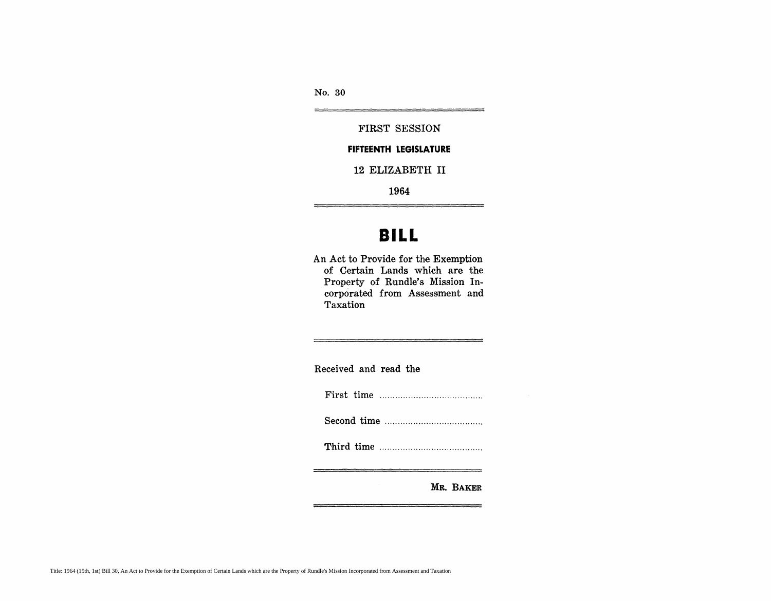No. 30

FIRST SESSION

**FIFTEENTH LEGISLATURE**

12 ELIZABETH II

**1964**

# BILL

An Act to Provide for the Exemption of Certain Lands which are the Property of Rundle's Mission Incorporated from Assessment and Taxation

Received and read the

First time ........................................

Second time ......................................

Third time ........................................

**MR. BAKER**

Title: 1964 (15th, 1st) Bill 30, An Act to Provide for the Exemption of Certain Lands which are the Property of Rundle's Mission Incorporated from Assessment and Taxation